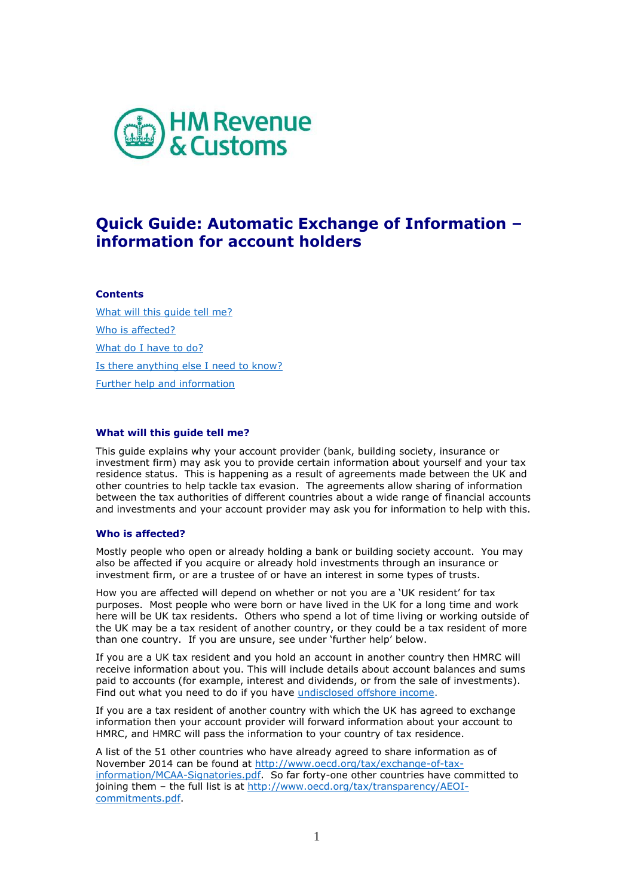HM Revenue & Customs

# Quick Guide: Automatic Exchange of Information – information for account holders

**Contents**

[What will this guide tell me?](#what-will-this-guide-tell-me)

[Who is affected?](#who-is-affected)

[What do I have to do?](#what-do-i-have-to-do)

[Is there anything else I need to know?](#is-there-anything-else-i-need-to-know)

[Further help and information](#further-help-and-information)

### What will this guide tell me?

This guide explains why your account provider (bank, building society, insurance or investment firm) may ask you to provide certain information about yourself and your tax residence status. This is happening as a result of agreements made between the UK and other countries to help tackle tax evasion. The agreements allow sharing of information between the tax authorities of different countries about a wide range of financial accounts and investments and your account provider may ask you for information to help with this.

### Who is affected?

Mostly people who open or already holding a bank or building society account. You may also be affected if you acquire or already hold investments through an insurance or investment firm, or are a trustee of or have an interest in some types of trusts.

How you are affected will depend on whether or not you are a 'UK resident' for tax purposes. Most people who were born or have lived in the UK for a long time and work here will be UK tax residents. Others who spend a lot of time living or working outside of the UK may be a tax resident of another country, or they could be a tax resident of more than one country. If you are unsure, see under 'further help' below.

If you are a UK tax resident and you hold an account in another country then HMRC will receive information about you. This will include details about account balances and sums paid to accounts (for example, interest and dividends, or from the sale of investments). Find out what you need to do if you have [undisclosed offshore income](#).

If you are a tax resident of another country with which the UK has agreed to exchange information then your account provider will forward information about your account to HMRC, and HMRC will pass the information to your country of tax residence.

A list of the 51 other countries who have already agreed to share information as of November 2014 can be found at [http://www.oecd.org/tax/exchange-of-tax-information/MCAA-Signatories.pdf](http://www.oecd.org/tax/exchange-of-tax-information/MCAA-Signatories.pdf). So far forty-one other countries have committed to joining them – the full list is at [http://www.oecd.org/tax/transparency/AEOI-commitments.pdf](http://www.oecd.org/tax/transparency/AEOI-commitments.pdf).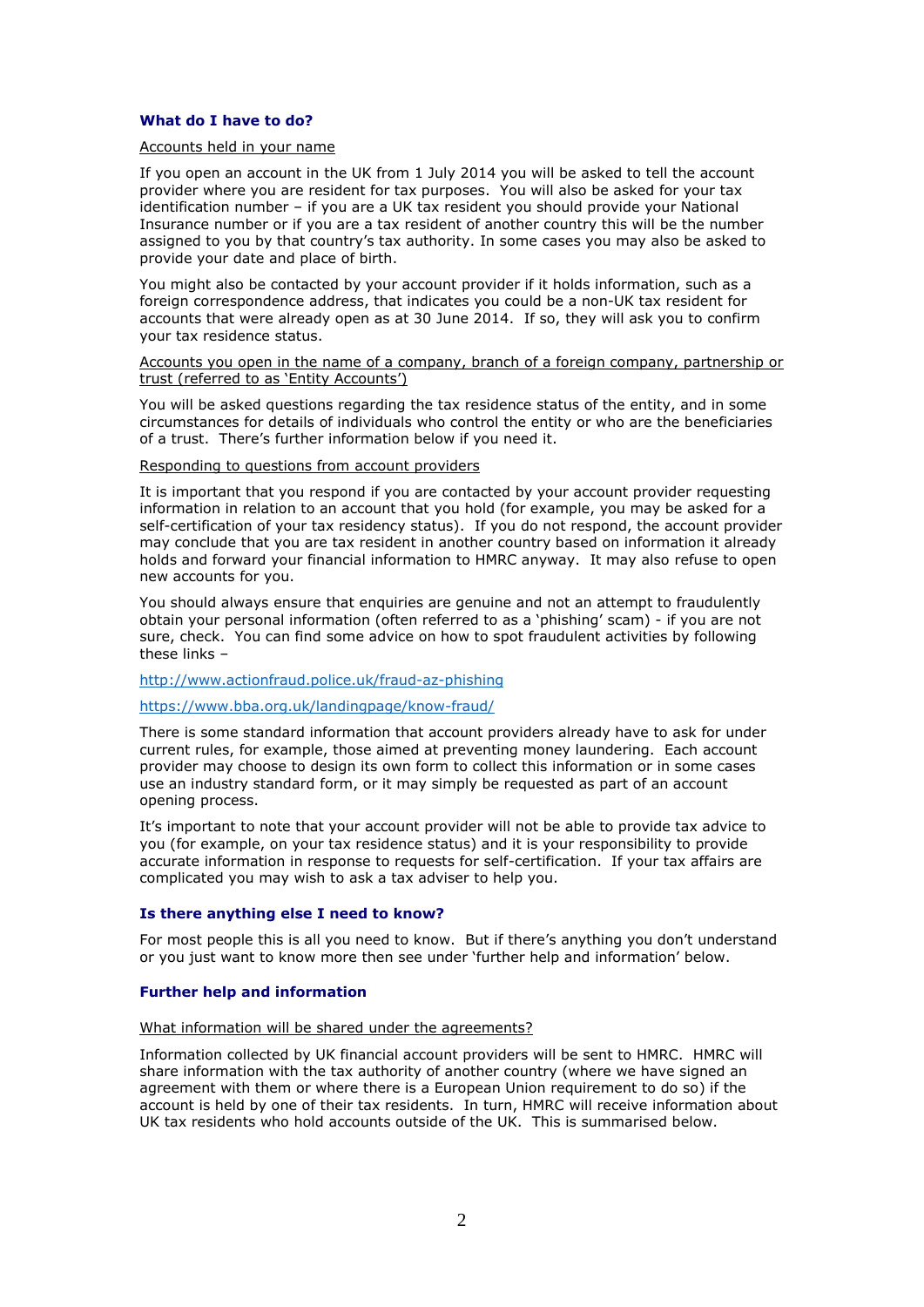## What do I have to do?

Accounts held in your name

If you open an account in the UK from 1 July 2014 you will be asked to tell the account provider where you are resident for tax purposes. You will also be asked for your tax identification number – if you are a UK tax resident you should provide your National Insurance number or if you are a tax resident of another country this will be the number assigned to you by that country's tax authority. In some cases you may also be asked to provide your date and place of birth.

You might also be contacted by your account provider if it holds information, such as a foreign correspondence address, that indicates you could be a non-UK tax resident for accounts that were already open as at 30 June 2014. If so, they will ask you to confirm your tax residence status.

Accounts you open in the name of a company, branch of a foreign company, partnership or trust (referred to as 'Entity Accounts')

You will be asked questions regarding the tax residence status of the entity, and in some circumstances for details of individuals who control the entity or who are the beneficiaries of a trust. There's further information below if you need it.

Responding to questions from account providers

It is important that you respond if you are contacted by your account provider requesting information in relation to an account that you hold (for example, you may be asked for a self-certification of your tax residency status). If you do not respond, the account provider may conclude that you are tax resident in another country based on information it already holds and forward your financial information to HMRC anyway. It may also refuse to open new accounts for you.

You should always ensure that enquiries are genuine and not an attempt to fraudulently obtain your personal information (often referred to as a 'phishing' scam) - if you are not sure, check. You can find some advice on how to spot fraudulent activities by following these links –

http://www.actionfraud.police.uk/fraud-az-phishing

https://www.bba.org.uk/landingpage/know-fraud/

There is some standard information that account providers already have to ask for under current rules, for example, those aimed at preventing money laundering. Each account provider may choose to design its own form to collect this information or in some cases use an industry standard form, or it may simply be requested as part of an account opening process.

It's important to note that your account provider will not be able to provide tax advice to you (for example, on your tax residence status) and it is your responsibility to provide accurate information in response to requests for self-certification. If your tax affairs are complicated you may wish to ask a tax adviser to help you.

## Is there anything else I need to know?

For most people this is all you need to know. But if there's anything you don't understand or you just want to know more then see under 'further help and information' below.

## Further help and information

What information will be shared under the agreements?

Information collected by UK financial account providers will be sent to HMRC. HMRC will share information with the tax authority of another country (where we have signed an agreement with them or where there is a European Union requirement to do so) if the account is held by one of their tax residents. In turn, HMRC will receive information about UK tax residents who hold accounts outside of the UK. This is summarised below.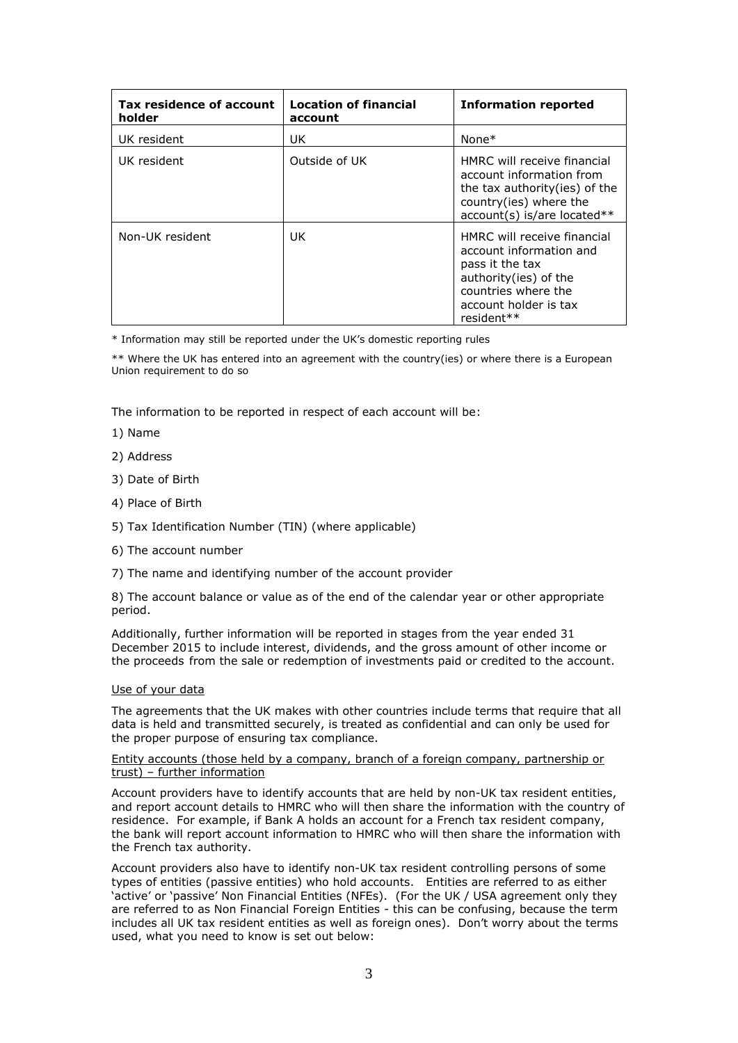| Tax residence of account holder | Location of financial account | Information reported |
| --- | --- | --- |
| UK resident | UK | None* |
| UK resident | Outside of UK | HMRC will receive financial account information from the tax authority(ies) of the country(ies) where the account(s) is/are located** |
| Non-UK resident | UK | HMRC will receive financial account information and pass it the tax authority(ies) of the countries where the account holder is tax resident** |

* Information may still be reported under the UK's domestic reporting rules

** Where the UK has entered into an agreement with the country(ies) or where there is a European Union requirement to do so

The information to be reported in respect of each account will be:

1) Name

2) Address

3) Date of Birth

4) Place of Birth

5) Tax Identification Number (TIN) (where applicable)

6) The account number

7) The name and identifying number of the account provider

8) The account balance or value as of the end of the calendar year or other appropriate period.

Additionally, further information will be reported in stages from the year ended 31 December 2015 to include interest, dividends, and the gross amount of other income or the proceeds from the sale or redemption of investments paid or credited to the account.

Use of your data

The agreements that the UK makes with other countries include terms that require that all data is held and transmitted securely, is treated as confidential and can only be used for the proper purpose of ensuring tax compliance.

Entity accounts (those held by a company, branch of a foreign company, partnership or trust) – further information

Account providers have to identify accounts that are held by non-UK tax resident entities, and report account details to HMRC who will then share the information with the country of residence. For example, if Bank A holds an account for a French tax resident company, the bank will report account information to HMRC who will then share the information with the French tax authority.

Account providers also have to identify non-UK tax resident controlling persons of some types of entities (passive entities) who hold accounts. Entities are referred to as either 'active' or 'passive' Non Financial Entities (NFEs). (For the UK / USA agreement only they are referred to as Non Financial Foreign Entities - this can be confusing, because the term includes all UK tax resident entities as well as foreign ones). Don't worry about the terms used, what you need to know is set out below: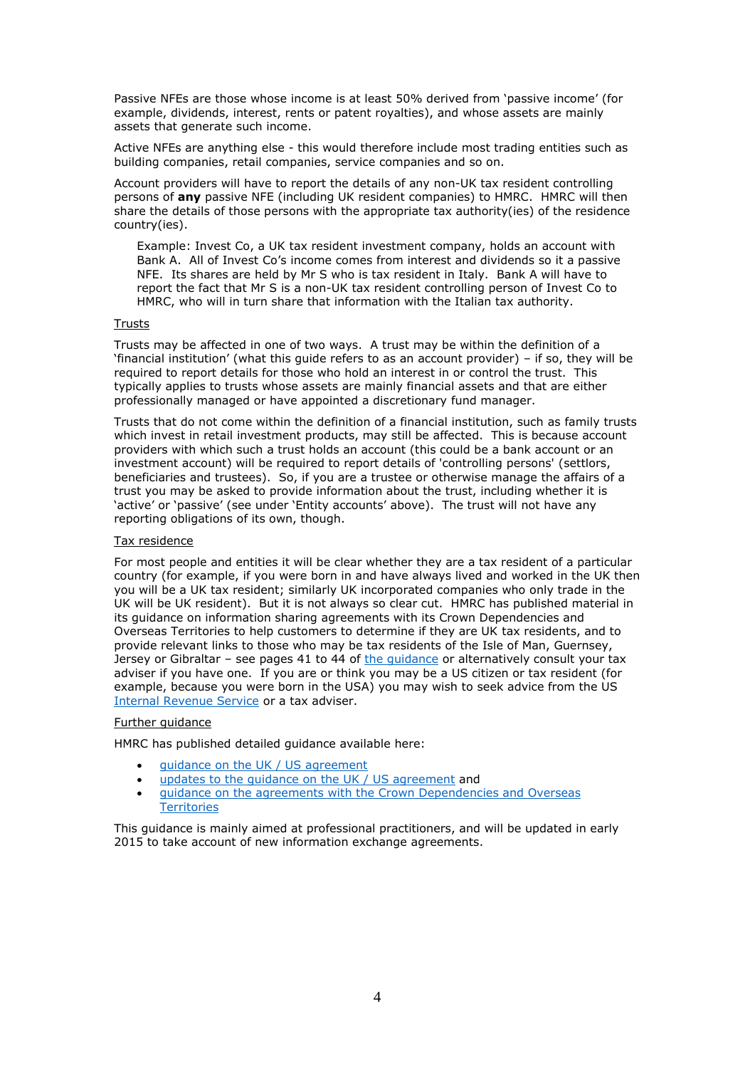Passive NFEs are those whose income is at least 50% derived from 'passive income' (for example, dividends, interest, rents or patent royalties), and whose assets are mainly assets that generate such income.

Active NFEs are anything else - this would therefore include most trading entities such as building companies, retail companies, service companies and so on.

Account providers will have to report the details of any non-UK tax resident controlling persons of **any** passive NFE (including UK resident companies) to HMRC. HMRC will then share the details of those persons with the appropriate tax authority(ies) of the residence country(ies).

> Example: Invest Co, a UK tax resident investment company, holds an account with Bank A. All of Invest Co's income comes from interest and dividends so it a passive NFE. Its shares are held by Mr S who is tax resident in Italy. Bank A will have to report the fact that Mr S is a non-UK tax resident controlling person of Invest Co to HMRC, who will in turn share that information with the Italian tax authority.

Trusts

Trusts may be affected in one of two ways. A trust may be within the definition of a 'financial institution' (what this guide refers to as an account provider) – if so, they will be required to report details for those who hold an interest in or control the trust. This typically applies to trusts whose assets are mainly financial assets and that are either professionally managed or have appointed a discretionary fund manager.

Trusts that do not come within the definition of a financial institution, such as family trusts which invest in retail investment products, may still be affected. This is because account providers with which such a trust holds an account (this could be a bank account or an investment account) will be required to report details of 'controlling persons' (settlors, beneficiaries and trustees). So, if you are a trustee or otherwise manage the affairs of a trust you may be asked to provide information about the trust, including whether it is 'active' or 'passive' (see under 'Entity accounts' above). The trust will not have any reporting obligations of its own, though.

Tax residence

For most people and entities it will be clear whether they are a tax resident of a particular country (for example, if you were born in and have always lived and worked in the UK then you will be a UK tax resident; similarly UK incorporated companies who only trade in the UK will be UK resident). But it is not always so clear cut. HMRC has published material in its guidance on information sharing agreements with its Crown Dependencies and Overseas Territories to help customers to determine if they are UK tax residents, and to provide relevant links to those who may be tax residents of the Isle of Man, Guernsey, Jersey or Gibraltar – see pages 41 to 44 of the guidance or alternatively consult your tax adviser if you have one. If you are or think you may be a US citizen or tax resident (for example, because you were born in the USA) you may wish to seek advice from the US Internal Revenue Service or a tax adviser.

Further guidance

HMRC has published detailed guidance available here:

- guidance on the UK / US agreement
- updates to the guidance on the UK / US agreement and
- guidance on the agreements with the Crown Dependencies and Overseas Territories

This guidance is mainly aimed at professional practitioners, and will be updated in early 2015 to take account of new information exchange agreements.